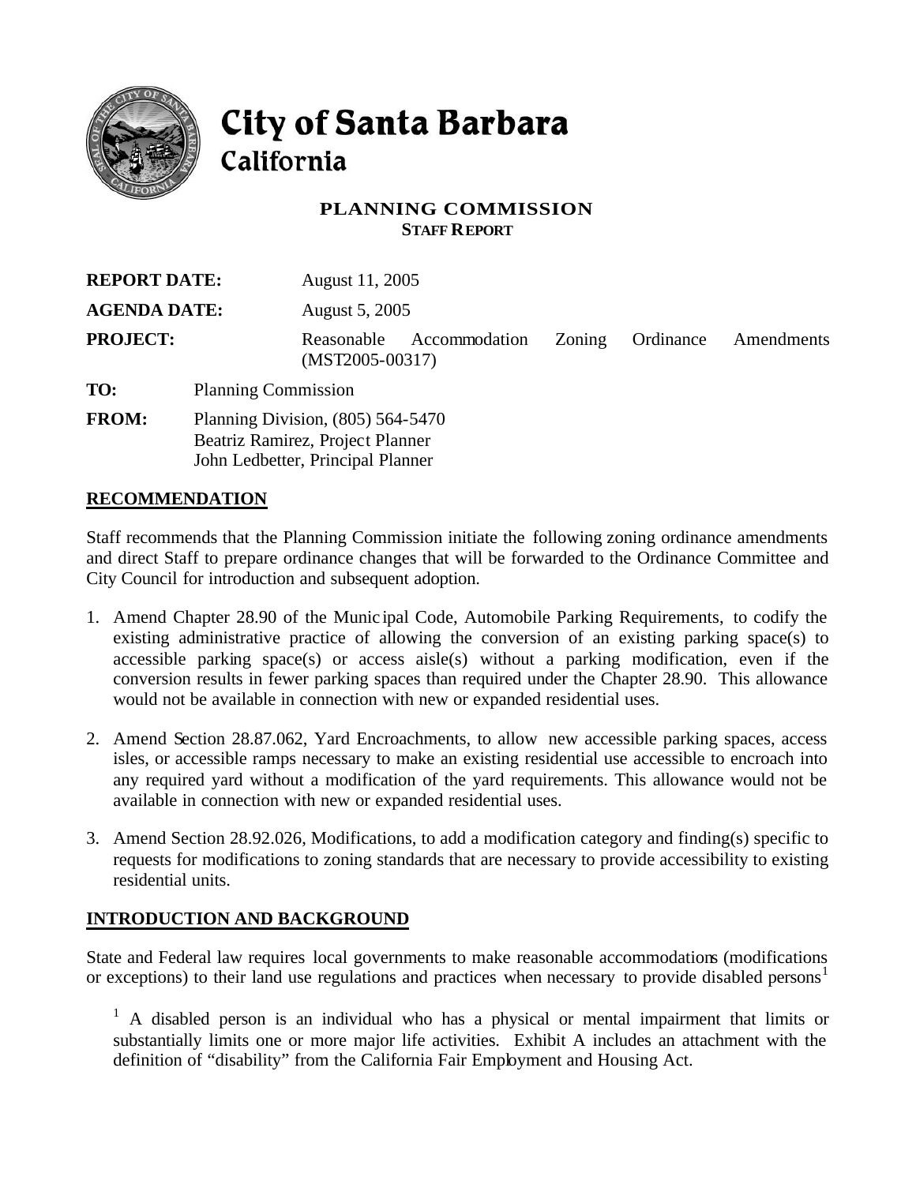# City of Santa Barbara
## California

### PLANNING COMMISSION
**STAFF REPORT**

| | |
|---|---|
| **REPORT DATE:** | August 11, 2005 |
| **AGENDA DATE:** | August 5, 2005 |
| **PROJECT:** | Reasonable Accommodation Zoning Ordinance Amendments (MST2005-00317) |
| **TO:** | Planning Commission |
| **FROM:** | Planning Division, (805) 564-5470<br>Beatriz Ramirez, Project Planner<br>John Ledbetter, Principal Planner |

## RECOMMENDATION

Staff recommends that the Planning Commission initiate the following zoning ordinance amendments and direct Staff to prepare ordinance changes that will be forwarded to the Ordinance Committee and City Council for introduction and subsequent adoption.

1. Amend Chapter 28.90 of the Municipal Code, Automobile Parking Requirements, to codify the existing administrative practice of allowing the conversion of an existing parking space(s) to accessible parking space(s) or access aisle(s) without a parking modification, even if the conversion results in fewer parking spaces than required under the Chapter 28.90. This allowance would not be available in connection with new or expanded residential uses.

2. Amend Section 28.87.062, Yard Encroachments, to allow new accessible parking spaces, access isles, or accessible ramps necessary to make an existing residential use accessible to encroach into any required yard without a modification of the yard requirements. This allowance would not be available in connection with new or expanded residential uses.

3. Amend Section 28.92.026, Modifications, to add a modification category and finding(s) specific to requests for modifications to zoning standards that are necessary to provide accessibility to existing residential units.

## INTRODUCTION AND BACKGROUND

State and Federal law requires local governments to make reasonable accommodations (modifications or exceptions) to their land use regulations and practices when necessary to provide disabled persons[1]

[1] A disabled person is an individual who has a physical or mental impairment that limits or substantially limits one or more major life activities. Exhibit A includes an attachment with the definition of "disability" from the California Fair Employment and Housing Act.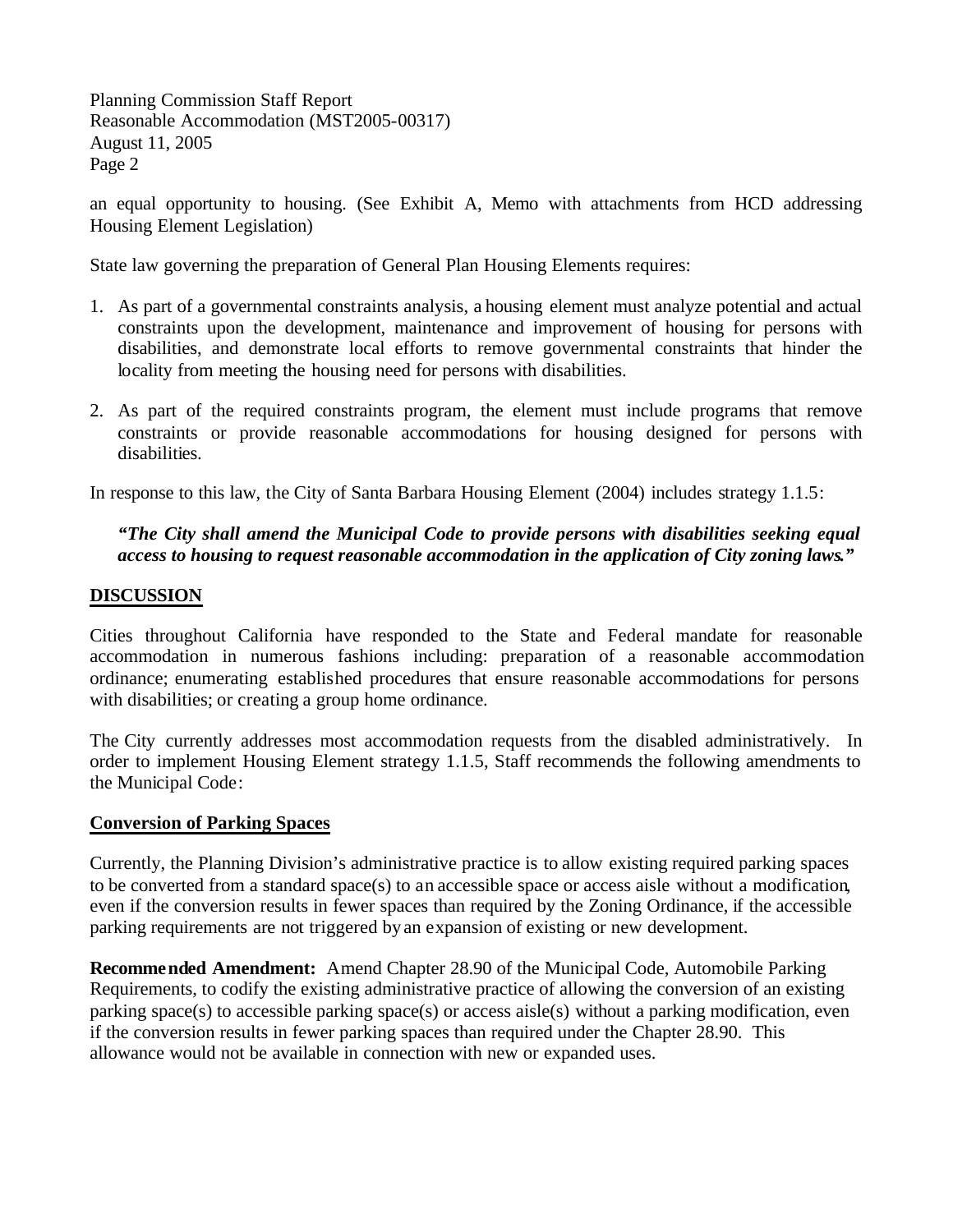an equal opportunity to housing. (See Exhibit A, Memo with attachments from HCD addressing Housing Element Legislation)

State law governing the preparation of General Plan Housing Elements requires:

1. As part of a governmental constraints analysis, a housing element must analyze potential and actual constraints upon the development, maintenance and improvement of housing for persons with disabilities, and demonstrate local efforts to remove governmental constraints that hinder the locality from meeting the housing need for persons with disabilities.

2. As part of the required constraints program, the element must include programs that remove constraints or provide reasonable accommodations for housing designed for persons with disabilities.

In response to this law, the City of Santa Barbara Housing Element (2004) includes strategy 1.1.5:

***"The City shall amend the Municipal Code to provide persons with disabilities seeking equal access to housing to request reasonable accommodation in the application of City zoning laws."***

## DISCUSSION

Cities throughout California have responded to the State and Federal mandate for reasonable accommodation in numerous fashions including: preparation of a reasonable accommodation ordinance; enumerating established procedures that ensure reasonable accommodations for persons with disabilities; or creating a group home ordinance.

The City currently addresses most accommodation requests from the disabled administratively. In order to implement Housing Element strategy 1.1.5, Staff recommends the following amendments to the Municipal Code:

### Conversion of Parking Spaces

Currently, the Planning Division's administrative practice is to allow existing required parking spaces to be converted from a standard space(s) to an accessible space or access aisle without a modification, even if the conversion results in fewer spaces than required by the Zoning Ordinance, if the accessible parking requirements are not triggered by an expansion of existing or new development.

**Recommended Amendment:** Amend Chapter 28.90 of the Municipal Code, Automobile Parking Requirements, to codify the existing administrative practice of allowing the conversion of an existing parking space(s) to accessible parking space(s) or access aisle(s) without a parking modification, even if the conversion results in fewer parking spaces than required under the Chapter 28.90. This allowance would not be available in connection with new or expanded uses.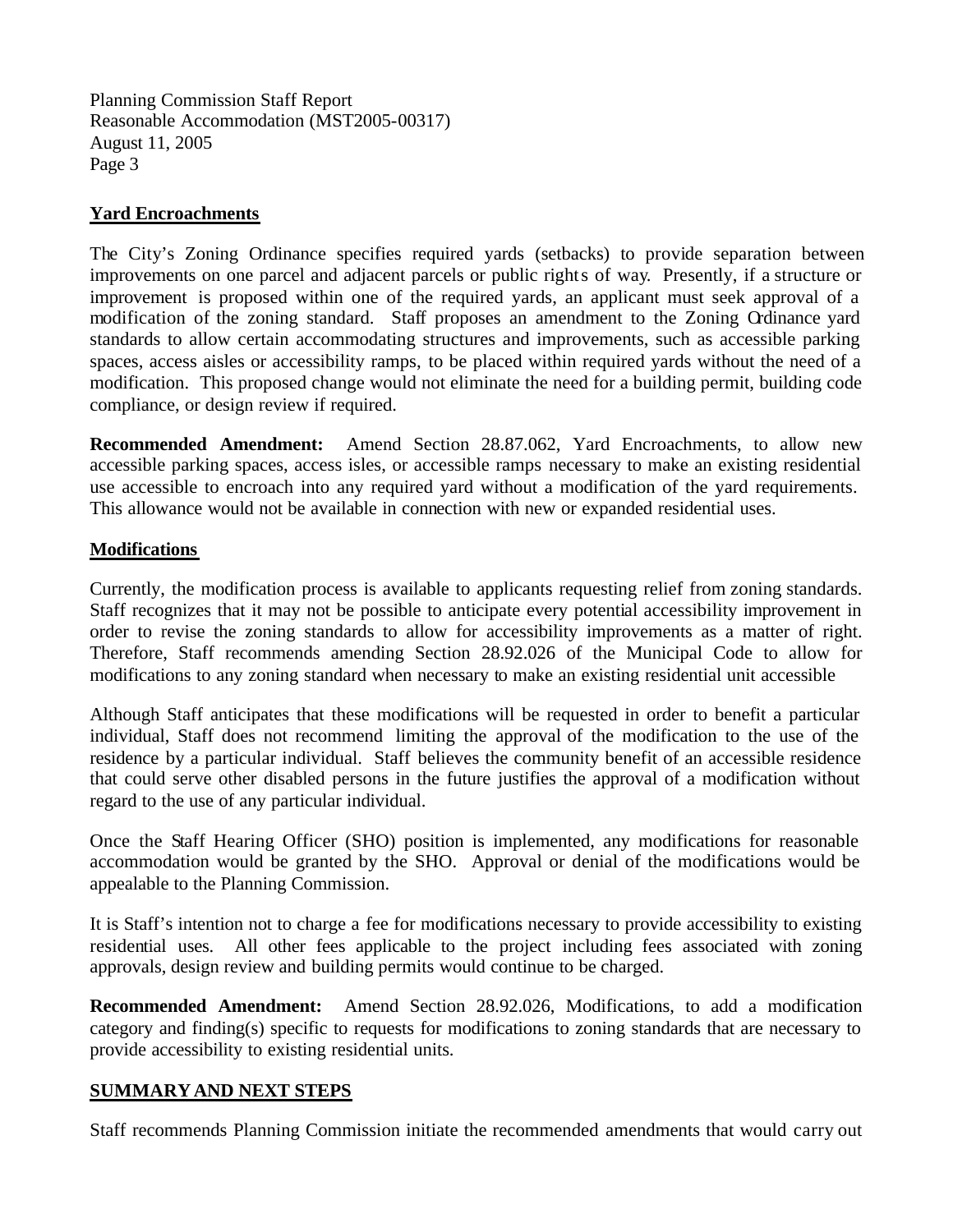## Yard Encroachments

The City's Zoning Ordinance specifies required yards (setbacks) to provide separation between improvements on one parcel and adjacent parcels or public rights of way. Presently, if a structure or improvement is proposed within one of the required yards, an applicant must seek approval of a modification of the zoning standard. Staff proposes an amendment to the Zoning Ordinance yard standards to allow certain accommodating structures and improvements, such as accessible parking spaces, access aisles or accessibility ramps, to be placed within required yards without the need of a modification. This proposed change would not eliminate the need for a building permit, building code compliance, or design review if required.

**Recommended Amendment:** Amend Section 28.87.062, Yard Encroachments, to allow new accessible parking spaces, access isles, or accessible ramps necessary to make an existing residential use accessible to encroach into any required yard without a modification of the yard requirements. This allowance would not be available in connection with new or expanded residential uses.

## Modifications

Currently, the modification process is available to applicants requesting relief from zoning standards. Staff recognizes that it may not be possible to anticipate every potential accessibility improvement in order to revise the zoning standards to allow for accessibility improvements as a matter of right. Therefore, Staff recommends amending Section 28.92.026 of the Municipal Code to allow for modifications to any zoning standard when necessary to make an existing residential unit accessible

Although Staff anticipates that these modifications will be requested in order to benefit a particular individual, Staff does not recommend limiting the approval of the modification to the use of the residence by a particular individual. Staff believes the community benefit of an accessible residence that could serve other disabled persons in the future justifies the approval of a modification without regard to the use of any particular individual.

Once the Staff Hearing Officer (SHO) position is implemented, any modifications for reasonable accommodation would be granted by the SHO. Approval or denial of the modifications would be appealable to the Planning Commission.

It is Staff's intention not to charge a fee for modifications necessary to provide accessibility to existing residential uses. All other fees applicable to the project including fees associated with zoning approvals, design review and building permits would continue to be charged.

**Recommended Amendment:** Amend Section 28.92.026, Modifications, to add a modification category and finding(s) specific to requests for modifications to zoning standards that are necessary to provide accessibility to existing residential units.

## SUMMARY AND NEXT STEPS

Staff recommends Planning Commission initiate the recommended amendments that would carry out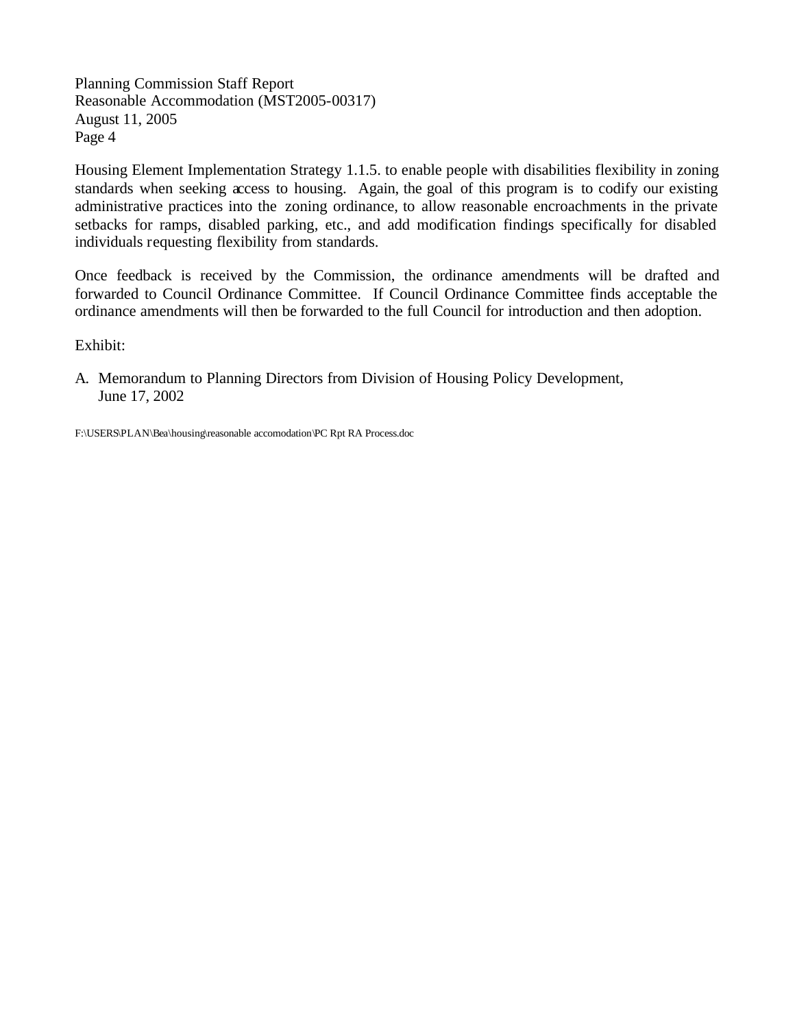Housing Element Implementation Strategy 1.1.5. to enable people with disabilities flexibility in zoning standards when seeking access to housing. Again, the goal of this program is to codify our existing administrative practices into the zoning ordinance, to allow reasonable encroachments in the private setbacks for ramps, disabled parking, etc., and add modification findings specifically for disabled individuals requesting flexibility from standards.

Once feedback is received by the Commission, the ordinance amendments will be drafted and forwarded to Council Ordinance Committee. If Council Ordinance Committee finds acceptable the ordinance amendments will then be forwarded to the full Council for introduction and then adoption.

Exhibit:

A. Memorandum to Planning Directors from Division of Housing Policy Development, June 17, 2002

F:\USERS\PLAN\Bea\housing\reasonable accomodation\PC Rpt RA Process.doc